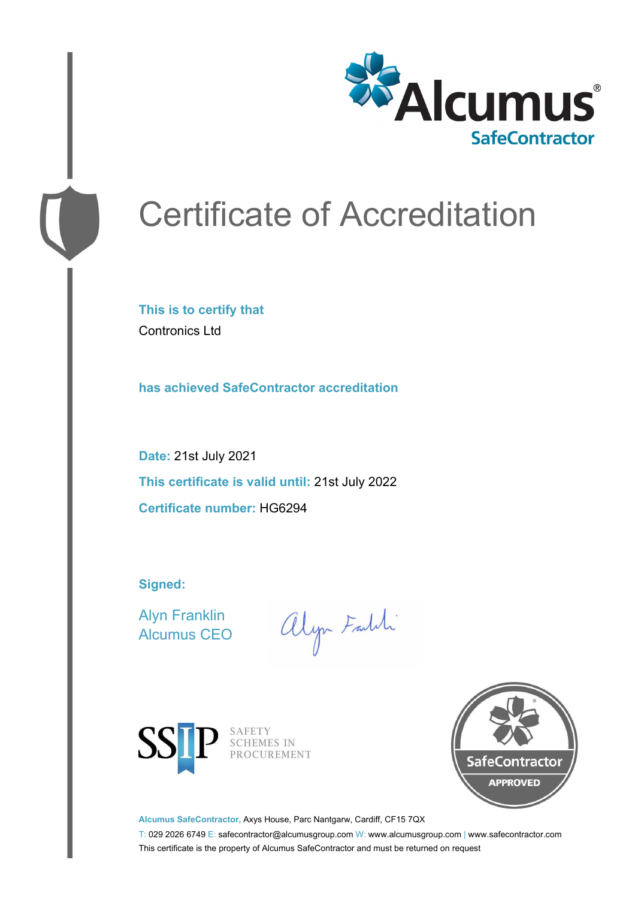Alcumus®
SafeContractor

# Certificate of Accreditation

**This is to certify that**

Contronics Ltd

**has achieved SafeContractor accreditation**

**Date:** 21st July 2021

**This certificate is valid until:** 21st July 2022

**Certificate number:** HG6294

**Signed:**

Alyn Franklin
Alcumus CEO

SSIP SAFETY SCHEMES IN PROCUREMENT

SafeContractor APPROVED

**Alcumus SafeContractor,** Axys House, Parc Nantgarw, Cardiff, CF15 7QX

T: 029 2026 6749 E: safecontractor@alcumusgroup.com W: www.alcumusgroup.com | www.safecontractor.com

This certificate is the property of Alcumus SafeContractor and must be returned on request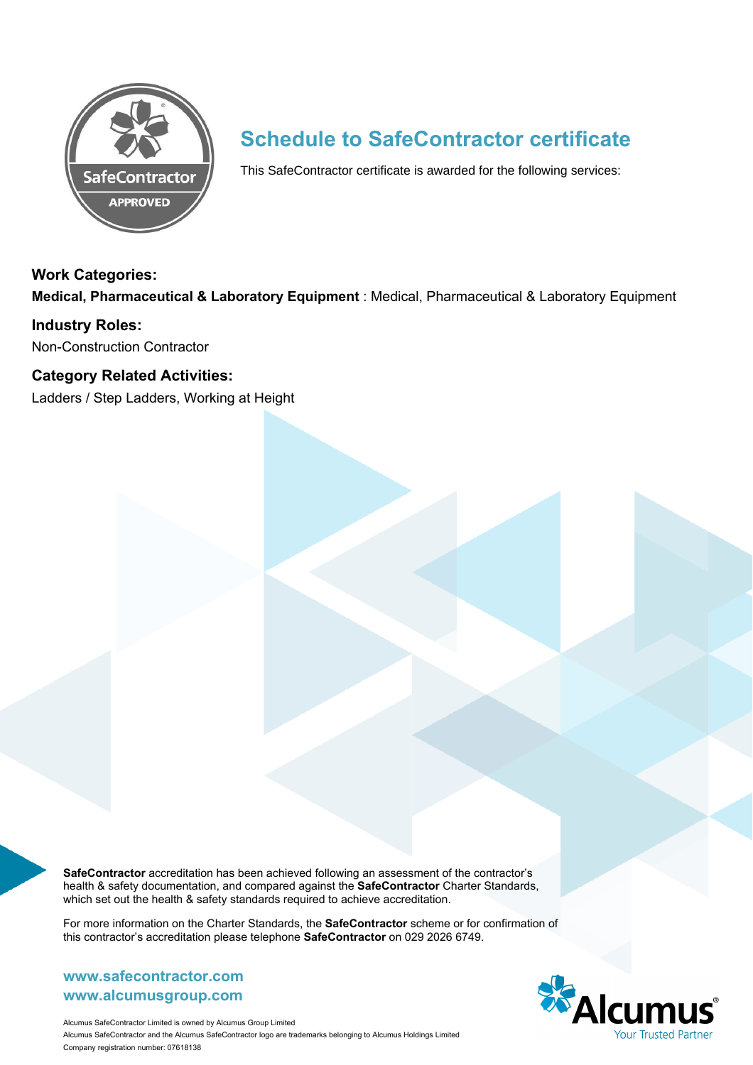# Schedule to SafeContractor certificate

This SafeContractor certificate is awarded for the following services:

## Work Categories:

**Medical, Pharmaceutical & Laboratory Equipment** : Medical, Pharmaceutical & Laboratory Equipment

## Industry Roles:

Non-Construction Contractor

## Category Related Activities:

Ladders / Step Ladders, Working at Height

**SafeContractor** accreditation has been achieved following an assessment of the contractor's health & safety documentation, and compared against the **SafeContractor** Charter Standards, which set out the health & safety standards required to achieve accreditation.

For more information on the Charter Standards, the **SafeContractor** scheme or for confirmation of this contractor's accreditation please telephone **SafeContractor** on 029 2026 6749.

**www.safecontractor.com**
**www.alcumusgroup.com**

Alcumus SafeContractor Limited is owned by Alcumus Group Limited
Alcumus SafeContractor and the Alcumus SafeContractor logo are trademarks belonging to Alcumus Holdings Limited
Company registration number: 07618138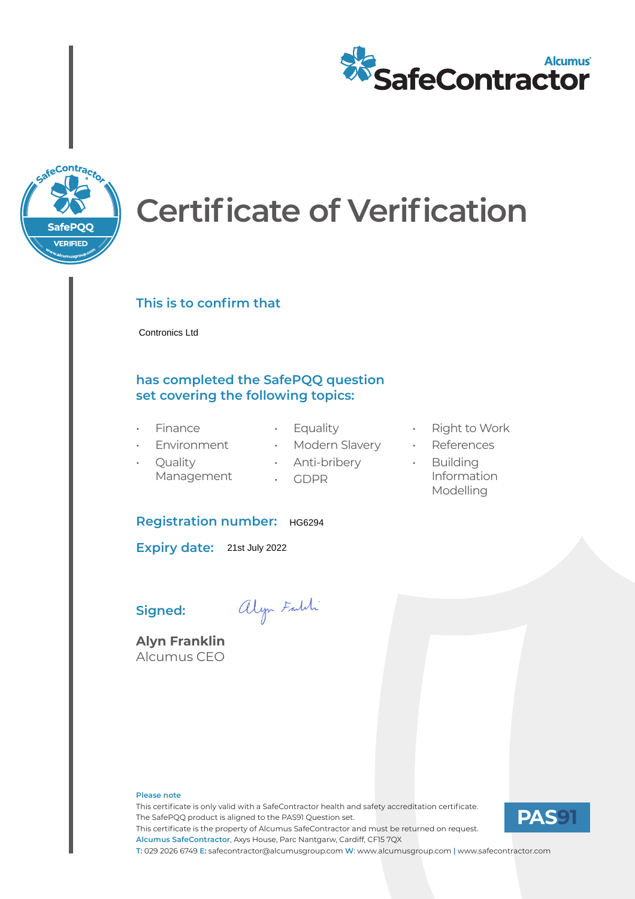# Certificate of Verification

## This is to confirm that

Contronics Ltd

## has completed the SafePQQ question set covering the following topics:

- Finance
- Environment
- Quality Management
- Equality
- Modern Slavery
- Anti-bribery
- GDPR
- Right to Work
- References
- Building Information Modelling

**Registration number:** HG6294

**Expiry date:** 21st July 2022

**Signed:**

**Alyn Franklin**
Alcumus CEO

**Please note**

This certificate is only valid with a SafeContractor health and safety accreditation certificate.
The SafePQQ product is aligned to the PAS91 Question set.
This certificate is the property of Alcumus SafeContractor and must be returned on request.
**Alcumus SafeContractor**, Axys House, Parc Nantgarw, Cardiff, CF15 7QX
**T:** 029 2026 6749 **E:** safecontractor@alcumusgroup.com **W:** www.alcumusgroup.com | www.safecontractor.com